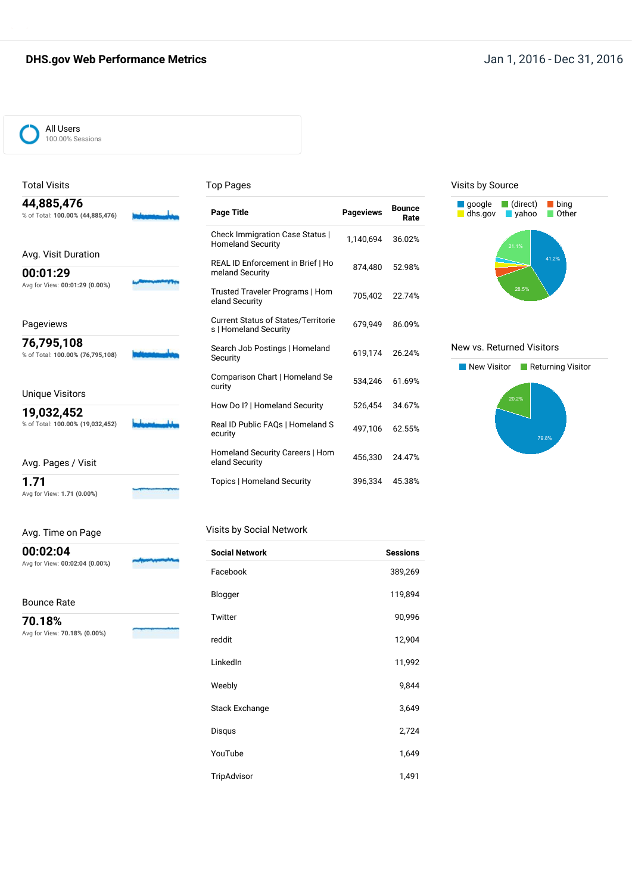# DHS.gov Web Performance Metrics

Jan 1, 2016 - Dec 31, 2016

All Users
100.00% Sessions

## Total Visits

**44,885,476**
% of Total: **100.00% (44,885,476)**

## Avg. Visit Duration

**00:01:29**
Avg for View: **00:01:29 (0.00%)**

## Pageviews

**76,795,108**
% of Total: **100.00% (76,795,108)**

## Unique Visitors

**19,032,452**
% of Total: **100.00% (19,032,452)**

## Avg. Pages / Visit

**1.71**
Avg for View: **1.71 (0.00%)**

## Avg. Time on Page

**00:02:04**
Avg for View: **00:02:04 (0.00%)**

## Bounce Rate

**70.18%**
Avg for View: **70.18% (0.00%)**

## Top Pages

| Page Title | Pageviews | Bounce Rate |
|---|---|---|
| Check Immigration Case Status \| Homeland Security | 1,140,694 | 36.02% |
| REAL ID Enforcement in Brief \| Homeland Security | 874,480 | 52.98% |
| Trusted Traveler Programs \| Homeland Security | 705,402 | 22.74% |
| Current Status of States/Territories \| Homeland Security | 679,949 | 86.09% |
| Search Job Postings \| Homeland Security | 619,174 | 26.24% |
| Comparison Chart \| Homeland Security | 534,246 | 61.69% |
| How Do I? \| Homeland Security | 526,454 | 34.67% |
| Real ID Public FAQs \| Homeland Security | 497,106 | 62.55% |
| Homeland Security Careers \| Homeland Security | 456,330 | 24.47% |
| Topics \| Homeland Security | 396,334 | 45.38% |

## Visits by Social Network

| Social Network | Sessions |
|---|---|
| Facebook | 389,269 |
| Blogger | 119,894 |
| Twitter | 90,996 |
| reddit | 12,904 |
| LinkedIn | 11,992 |
| Weebly | 9,844 |
| Stack Exchange | 3,649 |
| Disqus | 2,724 |
| YouTube | 1,649 |
| TripAdvisor | 1,491 |

## Visits by Source

google, (direct), bing, dhs.gov, yahoo, Other

41.2%, 28.5%, 21.1%

## New vs. Returned Visitors

New Visitor, Returning Visitor

79.8%, 20.2%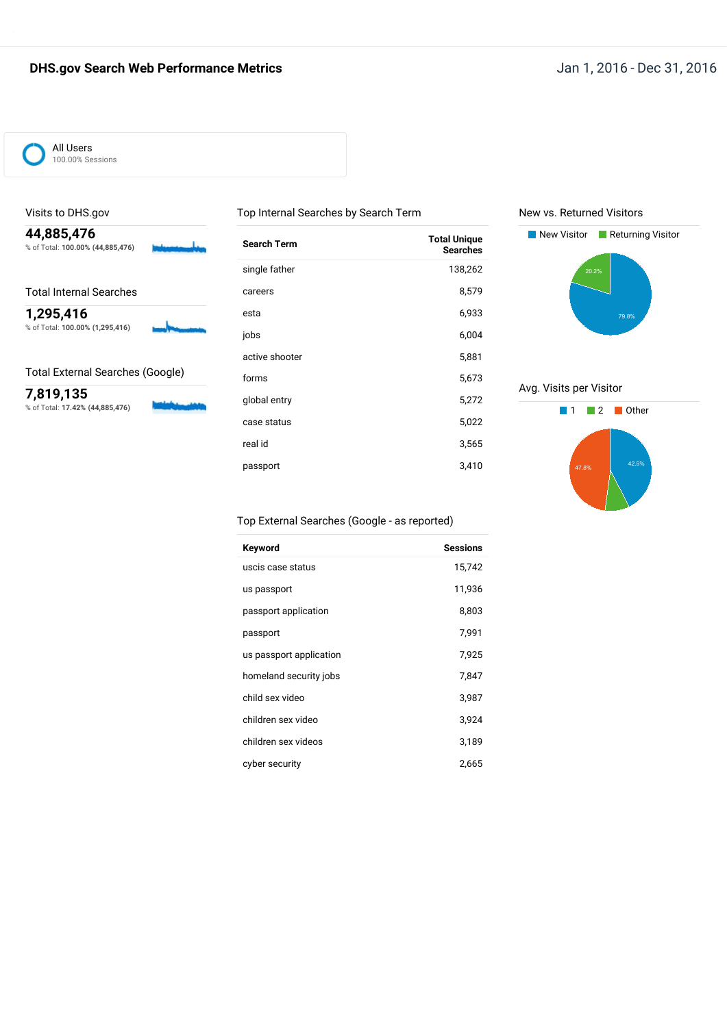# DHS.gov Search Web Performance Metrics

Jan 1, 2016 - Dec 31, 2016

**All Users**
100.00% Sessions

## Visits to DHS.gov

**44,885,476**
% of Total: **100.00% (44,885,476)**

## Total Internal Searches

**1,295,416**
% of Total: **100.00% (1,295,416)**

## Total External Searches (Google)

**7,819,135**
% of Total: **17.42% (44,885,476)**

## Top Internal Searches by Search Term

| Search Term | Total Unique Searches |
|---|---|
| single father | 138,262 |
| careers | 8,579 |
| esta | 6,933 |
| jobs | 6,004 |
| active shooter | 5,881 |
| forms | 5,673 |
| global entry | 5,272 |
| case status | 5,022 |
| real id | 3,565 |
| passport | 3,410 |

## Top External Searches (Google - as reported)

| Keyword | Sessions |
|---|---|
| uscis case status | 15,742 |
| us passport | 11,936 |
| passport application | 8,803 |
| passport | 7,991 |
| us passport application | 7,925 |
| homeland security jobs | 7,847 |
| child sex video | 3,987 |
| children sex video | 3,924 |
| children sex videos | 3,189 |
| cyber security | 2,665 |

## New vs. Returned Visitors

New Visitor: 79.8%
Returning Visitor: 20.2%

## Avg. Visits per Visitor

1: 42.5%
2: 
Other: 47.8%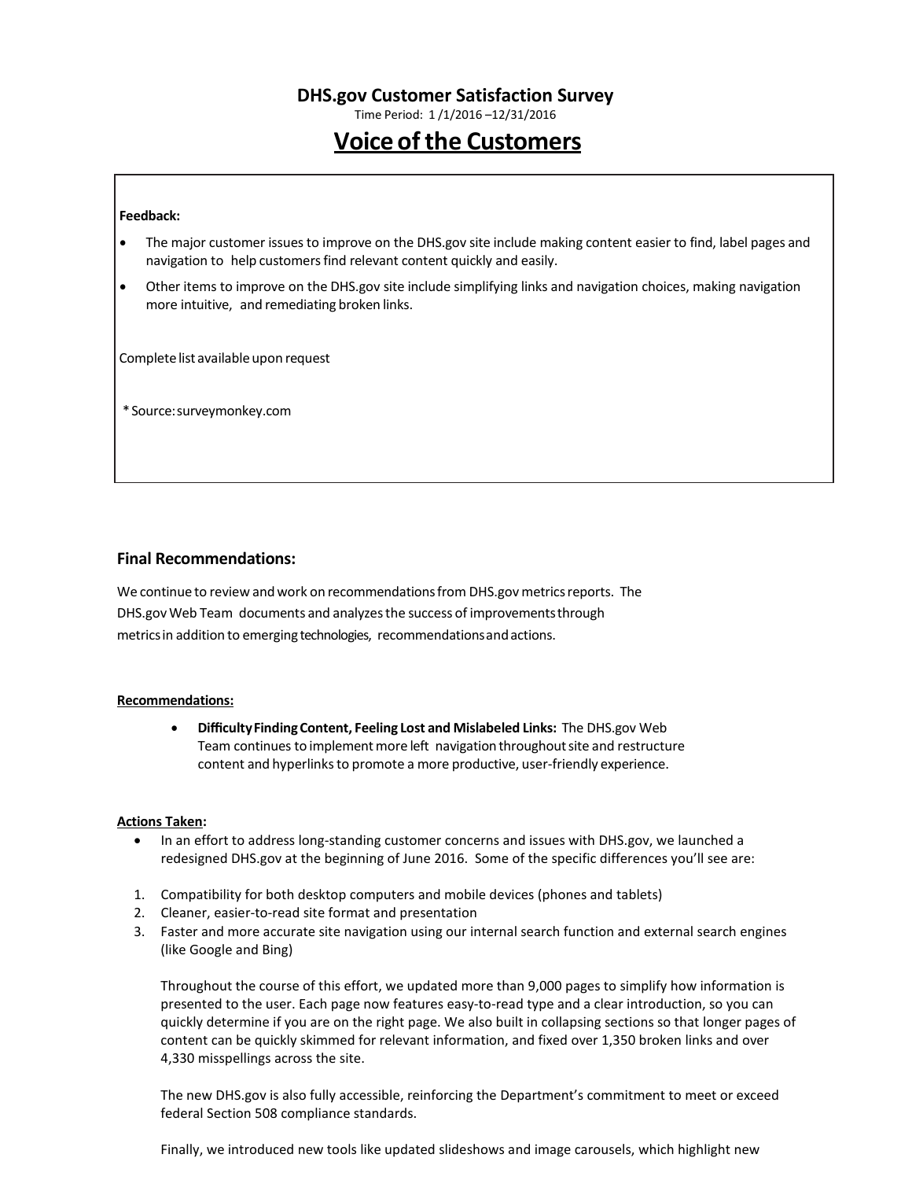## DHS.gov Customer Satisfaction Survey

Time Period: 1 /1/2016 –12/31/2016

# Voice of the Customers

**Feedback:**

- The major customer issues to improve on the DHS.gov site include making content easier to find, label pages and navigation to help customers find relevant content quickly and easily.
- Other items to improve on the DHS.gov site include simplifying links and navigation choices, making navigation more intuitive, and remediating broken links.

Complete list available upon request

*Source: surveymonkey.com

### Final Recommendations:

We continue to review and work on recommendations from DHS.gov metrics reports. The DHS.gov Web Team documents and analyzes the success of improvements through metrics in addition to emerging technologies, recommendations and actions.

**Recommendations:**

- **Difficulty Finding Content, Feeling Lost and Mislabeled Links:** The DHS.gov Web Team continues to implement more left navigation throughout site and restructure content and hyperlinks to promote a more productive, user-friendly experience.

**Actions Taken:**

- In an effort to address long-standing customer concerns and issues with DHS.gov, we launched a redesigned DHS.gov at the beginning of June 2016. Some of the specific differences you'll see are:

1. Compatibility for both desktop computers and mobile devices (phones and tablets)
2. Cleaner, easier-to-read site format and presentation
3. Faster and more accurate site navigation using our internal search function and external search engines (like Google and Bing)

Throughout the course of this effort, we updated more than 9,000 pages to simplify how information is presented to the user. Each page now features easy-to-read type and a clear introduction, so you can quickly determine if you are on the right page. We also built in collapsing sections so that longer pages of content can be quickly skimmed for relevant information, and fixed over 1,350 broken links and over 4,330 misspellings across the site.

The new DHS.gov is also fully accessible, reinforcing the Department's commitment to meet or exceed federal Section 508 compliance standards.

Finally, we introduced new tools like updated slideshows and image carousels, which highlight new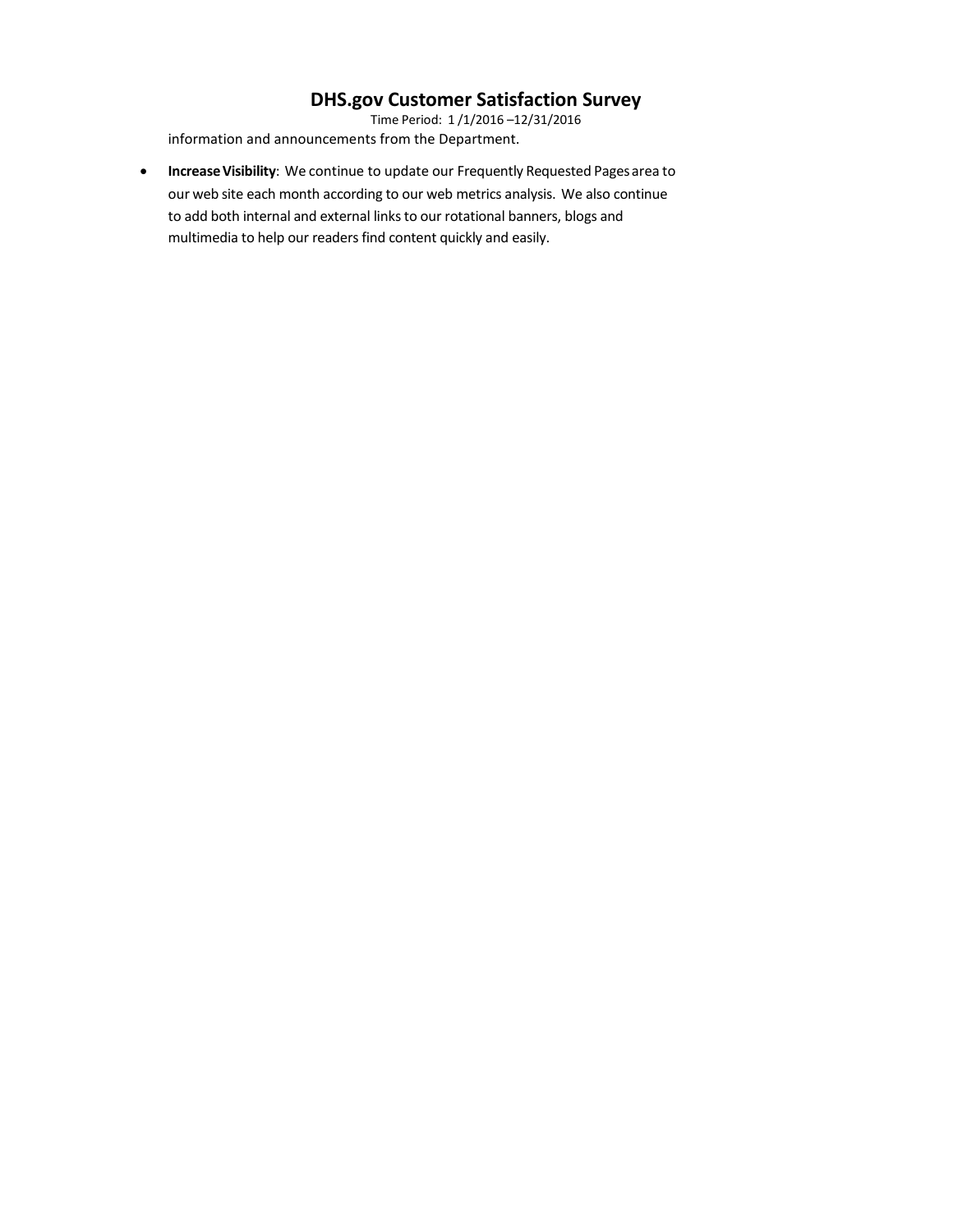information and announcements from the Department.

- **Increase Visibility**: We continue to update our Frequently Requested Pages area to our web site each month according to our web metrics analysis. We also continue to add both internal and external links to our rotational banners, blogs and multimedia to help our readers find content quickly and easily.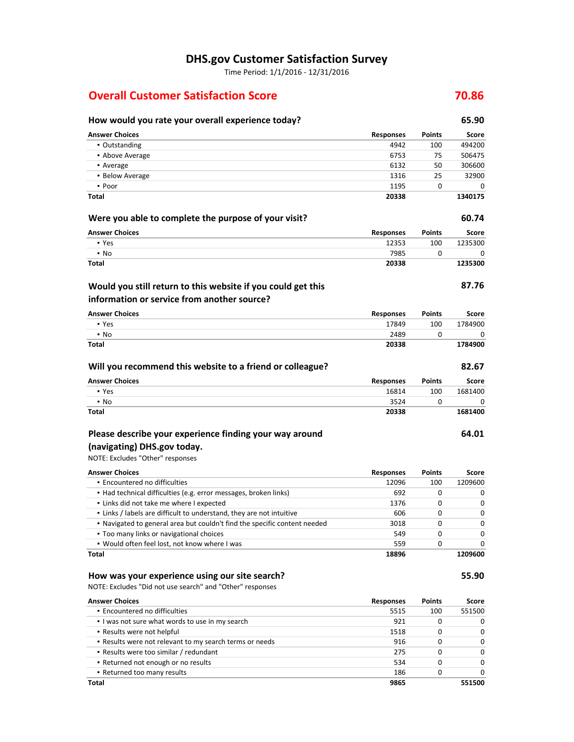# DHS.gov Customer Satisfaction Survey

Time Period: 1/1/2016 - 12/31/2016

## Overall Customer Satisfaction Score — 70.86

### How would you rate your overall experience today? — 65.90

| Answer Choices | Responses | Points | Score |
|---|---|---|---|
| ▪ Outstanding | 4942 | 100 | 494200 |
| ▪ Above Average | 6753 | 75 | 506475 |
| ▪ Average | 6132 | 50 | 306600 |
| ▪ Below Average | 1316 | 25 | 32900 |
| ▪ Poor | 1195 | 0 | 0 |
| **Total** | **20338** | | **1340175** |

### Were you able to complete the purpose of your visit? — 60.74

| Answer Choices | Responses | Points | Score |
|---|---|---|---|
| ▪ Yes | 12353 | 100 | 1235300 |
| ▪ No | 7985 | 0 | 0 |
| **Total** | **20338** | | **1235300** |

### Would you still return to this website if you could get this information or service from another source? — 87.76

| Answer Choices | Responses | Points | Score |
|---|---|---|---|
| ▪ Yes | 17849 | 100 | 1784900 |
| ▪ No | 2489 | 0 | 0 |
| **Total** | **20338** | | **1784900** |

### Will you recommend this website to a friend or colleague? — 82.67

| Answer Choices | Responses | Points | Score |
|---|---|---|---|
| ▪ Yes | 16814 | 100 | 1681400 |
| ▪ No | 3524 | 0 | 0 |
| **Total** | **20338** | | **1681400** |

### Please describe your experience finding your way around (navigating) DHS.gov today. — 64.01

NOTE: Excludes "Other" responses

| Answer Choices | Responses | Points | Score |
|---|---|---|---|
| ▪ Encountered no difficulties | 12096 | 100 | 1209600 |
| ▪ Had technical difficulties (e.g. error messages, broken links) | 692 | 0 | 0 |
| ▪ Links did not take me where I expected | 1376 | 0 | 0 |
| ▪ Links / labels are difficult to understand, they are not intuitive | 606 | 0 | 0 |
| ▪ Navigated to general area but couldn't find the specific content needed | 3018 | 0 | 0 |
| ▪ Too many links or navigational choices | 549 | 0 | 0 |
| ▪ Would often feel lost, not know where I was | 559 | 0 | 0 |
| **Total** | **18896** | | **1209600** |

### How was your experience using our site search? — 55.90

NOTE: Excludes "Did not use search" and "Other" responses

| Answer Choices | Responses | Points | Score |
|---|---|---|---|
| ▪ Encountered no difficulties | 5515 | 100 | 551500 |
| ▪ I was not sure what words to use in my search | 921 | 0 | 0 |
| ▪ Results were not helpful | 1518 | 0 | 0 |
| ▪ Results were not relevant to my search terms or needs | 916 | 0 | 0 |
| ▪ Results were too similar / redundant | 275 | 0 | 0 |
| ▪ Returned not enough or no results | 534 | 0 | 0 |
| ▪ Returned too many results | 186 | 0 | 0 |
| **Total** | **9865** | | **551500** |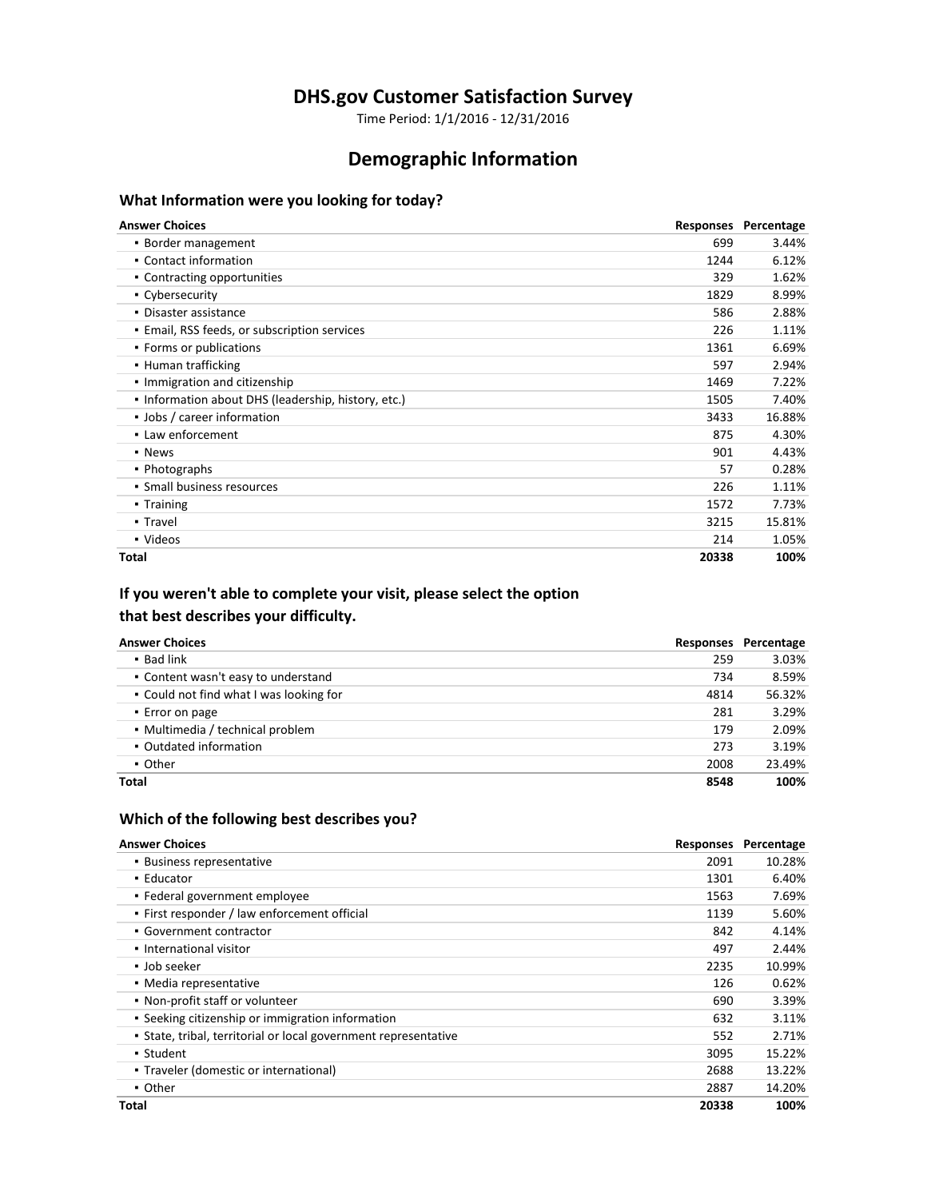# DHS.gov Customer Satisfaction Survey

Time Period: 1/1/2016 - 12/31/2016

## Demographic Information

### What Information were you looking for today?

| Answer Choices | Responses | Percentage |
|---|---|---|
| ▪ Border management | 699 | 3.44% |
| ▪ Contact information | 1244 | 6.12% |
| ▪ Contracting opportunities | 329 | 1.62% |
| ▪ Cybersecurity | 1829 | 8.99% |
| ▪ Disaster assistance | 586 | 2.88% |
| ▪ Email, RSS feeds, or subscription services | 226 | 1.11% |
| ▪ Forms or publications | 1361 | 6.69% |
| ▪ Human trafficking | 597 | 2.94% |
| ▪ Immigration and citizenship | 1469 | 7.22% |
| ▪ Information about DHS (leadership, history, etc.) | 1505 | 7.40% |
| ▪ Jobs / career information | 3433 | 16.88% |
| ▪ Law enforcement | 875 | 4.30% |
| ▪ News | 901 | 4.43% |
| ▪ Photographs | 57 | 0.28% |
| ▪ Small business resources | 226 | 1.11% |
| ▪ Training | 1572 | 7.73% |
| ▪ Travel | 3215 | 15.81% |
| ▪ Videos | 214 | 1.05% |
| **Total** | **20338** | **100%** |

### If you weren't able to complete your visit, please select the option that best describes your difficulty.

| Answer Choices | Responses | Percentage |
|---|---|---|
| ▪ Bad link | 259 | 3.03% |
| ▪ Content wasn't easy to understand | 734 | 8.59% |
| ▪ Could not find what I was looking for | 4814 | 56.32% |
| ▪ Error on page | 281 | 3.29% |
| ▪ Multimedia / technical problem | 179 | 2.09% |
| ▪ Outdated information | 273 | 3.19% |
| ▪ Other | 2008 | 23.49% |
| **Total** | **8548** | **100%** |

### Which of the following best describes you?

| Answer Choices | Responses | Percentage |
|---|---|---|
| ▪ Business representative | 2091 | 10.28% |
| ▪ Educator | 1301 | 6.40% |
| ▪ Federal government employee | 1563 | 7.69% |
| ▪ First responder / law enforcement official | 1139 | 5.60% |
| ▪ Government contractor | 842 | 4.14% |
| ▪ International visitor | 497 | 2.44% |
| ▪ Job seeker | 2235 | 10.99% |
| ▪ Media representative | 126 | 0.62% |
| ▪ Non-profit staff or volunteer | 690 | 3.39% |
| ▪ Seeking citizenship or immigration information | 632 | 3.11% |
| ▪ State, tribal, territorial or local government representative | 552 | 2.71% |
| ▪ Student | 3095 | 15.22% |
| ▪ Traveler (domestic or international) | 2688 | 13.22% |
| ▪ Other | 2887 | 14.20% |
| **Total** | **20338** | **100%** |